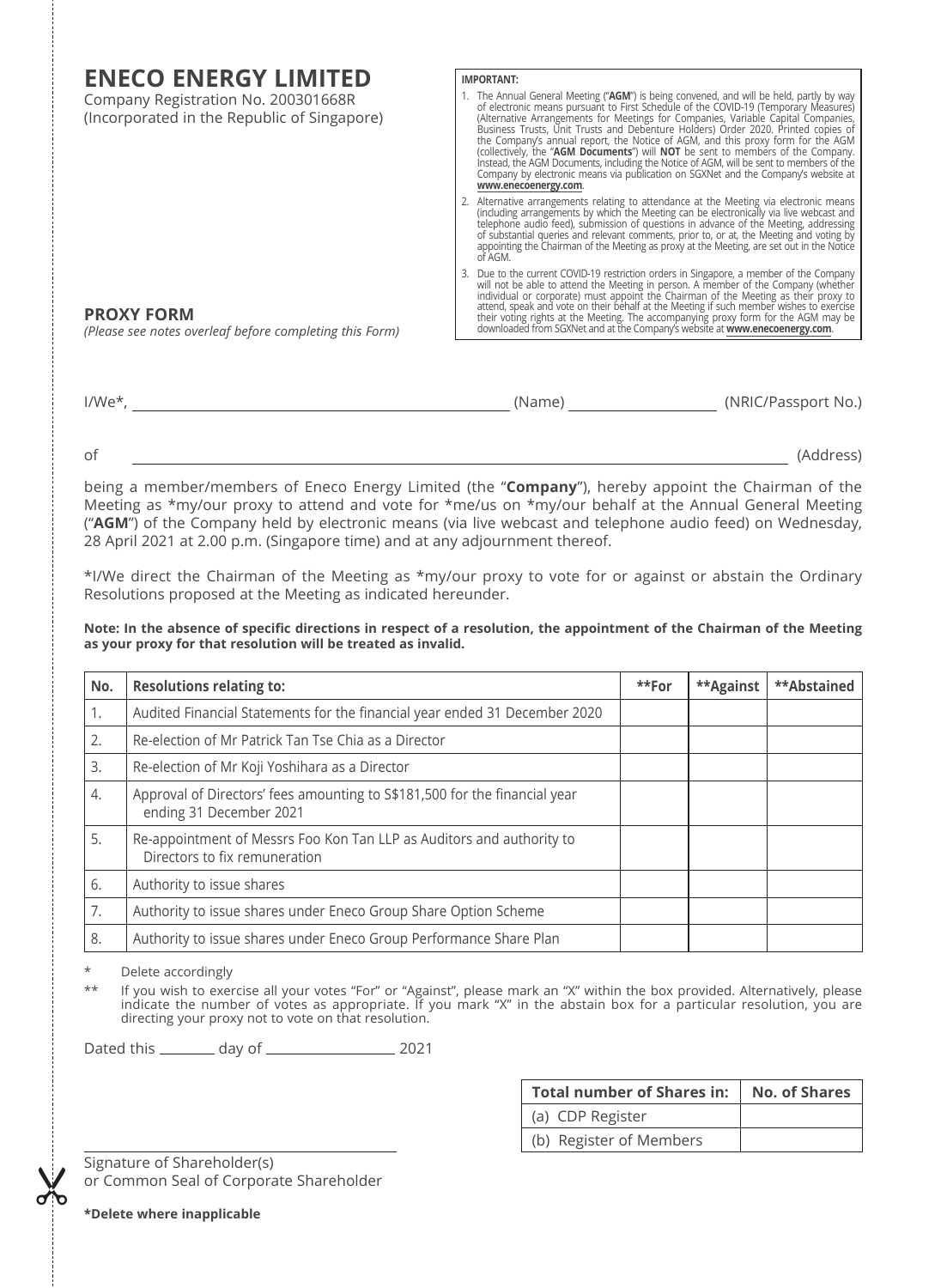# ENECO ENERGY LIMITED

Company Registration No. 200301668R
(Incorporated in the Republic of Singapore)

**IMPORTANT:**

1. The Annual General Meeting ("**AGM**") is being convened, and will be held, partly by way of electronic means pursuant to First Schedule of the COVID-19 (Temporary Measures) (Alternative Arrangements for Meetings for Companies, Variable Capital Companies, Business Trusts, Unit Trusts and Debenture Holders) Order 2020. Printed copies of the Company's annual report, the Notice of AGM, and this proxy form for the AGM (collectively, the "**AGM Documents**") will **NOT** be sent to members of the Company. Instead, the AGM Documents, including the Notice of AGM, will be sent to members of the Company by electronic means via publication on SGXNet and the Company's website at **www.enecoenergy.com**.
2. Alternative arrangements relating to attendance at the Meeting via electronic means (including arrangements by which the Meeting can be electronically via live webcast and telephone audio feed), submission of questions in advance of the Meeting, addressing of substantial queries and relevant comments, prior to, or at, the Meeting and voting by appointing the Chairman of the Meeting as proxy at the Meeting, are set out in the Notice of AGM.
3. Due to the current COVID-19 restriction orders in Singapore, a member of the Company will not be able to attend the Meeting in person. A member of the Company (whether individual or corporate) must appoint the Chairman of the Meeting as their proxy to attend, speak and vote on their behalf at the Meeting if such member wishes to exercise their voting rights at the Meeting. The accompanying proxy form for the AGM may be downloaded from SGXNet and at the Company's website at **www.enecoenergy.com**.

## PROXY FORM

*(Please see notes overleaf before completing this Form)*

I/We*, ______________________________ (Name) ____________________ (NRIC/Passport No.)

of ____________________________________________________________ (Address)

being a member/members of Eneco Energy Limited (the "**Company**"), hereby appoint the Chairman of the Meeting as *my/our proxy to attend and vote for *me/us on *my/our behalf at the Annual General Meeting ("**AGM**") of the Company held by electronic means (via live webcast and telephone audio feed) on Wednesday, 28 April 2021 at 2.00 p.m. (Singapore time) and at any adjournment thereof.

*I/We direct the Chairman of the Meeting as *my/our proxy to vote for or against or abstain the Ordinary Resolutions proposed at the Meeting as indicated hereunder.

**Note: In the absence of specific directions in respect of a resolution, the appointment of the Chairman of the Meeting as your proxy for that resolution will be treated as invalid.**

| No. | Resolutions relating to: | **For | **Against | **Abstained |
|---|---|---|---|---|
| 1. | Audited Financial Statements for the financial year ended 31 December 2020 | | | |
| 2. | Re-election of Mr Patrick Tan Tse Chia as a Director | | | |
| 3. | Re-election of Mr Koji Yoshihara as a Director | | | |
| 4. | Approval of Directors' fees amounting to S$181,500 for the financial year ending 31 December 2021 | | | |
| 5. | Re-appointment of Messrs Foo Kon Tan LLP as Auditors and authority to Directors to fix remuneration | | | |
| 6. | Authority to issue shares | | | |
| 7. | Authority to issue shares under Eneco Group Share Option Scheme | | | |
| 8. | Authority to issue shares under Eneco Group Performance Share Plan | | | |

\* Delete accordingly

\*\* If you wish to exercise all your votes "For" or "Against", please mark an "X" within the box provided. Alternatively, please indicate the number of votes as appropriate. If you mark "X" in the abstain box for a particular resolution, you are directing your proxy not to vote on that resolution.

Dated this ________ day of ________________ 2021

| Total number of Shares in: | No. of Shares |
|---|---|
| (a) CDP Register | |
| (b) Register of Members | |

______________________________
Signature of Shareholder(s)
or Common Seal of Corporate Shareholder

**\*Delete where inapplicable**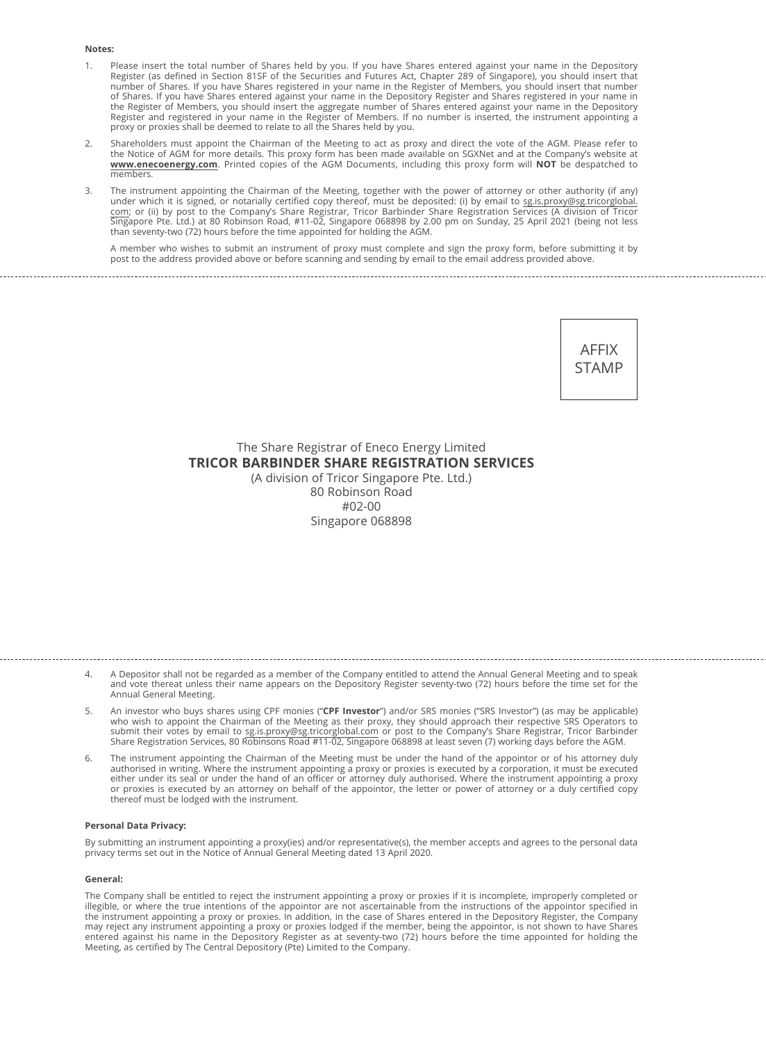**Notes:**

1. Please insert the total number of Shares held by you. If you have Shares entered against your name in the Depository Register (as defined in Section 81SF of the Securities and Futures Act, Chapter 289 of Singapore), you should insert that number of Shares. If you have Shares registered in your name in the Register of Members, you should insert that number of Shares. If you have Shares entered against your name in the Depository Register and Shares registered in your name in the Register of Members, you should insert the aggregate number of Shares entered against your name in the Depository Register and registered in your name in the Register of Members. If no number is inserted, the instrument appointing a proxy or proxies shall be deemed to relate to all the Shares held by you.

2. Shareholders must appoint the Chairman of the Meeting to act as proxy and direct the vote of the AGM. Please refer to the Notice of AGM for more details. This proxy form has been made available on SGXNet and at the Company's website at **www.enecoenergy.com**. Printed copies of the AGM Documents, including this proxy form will **NOT** be despatched to members.

3. The instrument appointing the Chairman of the Meeting, together with the power of attorney or other authority (if any) under which it is signed, or notarially certified copy thereof, must be deposited: (i) by email to sg.is.proxy@sg.tricorglobal.com; or (ii) by post to the Company's Share Registrar, Tricor Barbinder Share Registration Services (A division of Tricor Singapore Pte. Ltd.) at 80 Robinson Road, #11-02, Singapore 068898 by 2.00 pm on Sunday, 25 April 2021 (being not less than seventy-two (72) hours before the time appointed for holding the AGM.

   A member who wishes to submit an instrument of proxy must complete and sign the proxy form, before submitting it by post to the address provided above or before scanning and sending by email to the email address provided above.

AFFIX STAMP

The Share Registrar of Eneco Energy Limited
**TRICOR BARBINDER SHARE REGISTRATION SERVICES**
(A division of Tricor Singapore Pte. Ltd.)
80 Robinson Road
#02-00
Singapore 068898

4. A Depositor shall not be regarded as a member of the Company entitled to attend the Annual General Meeting and to speak and vote thereat unless their name appears on the Depository Register seventy-two (72) hours before the time set for the Annual General Meeting.

5. An investor who buys shares using CPF monies ("**CPF Investor**") and/or SRS monies ("SRS Investor") (as may be applicable) who wish to appoint the Chairman of the Meeting as their proxy, they should approach their respective SRS Operators to submit their votes by email to sg.is.proxy@sg.tricorglobal.com or post to the Company's Share Registrar, Tricor Barbinder Share Registration Services, 80 Robinsons Road #11-02, Singapore 068898 at least seven (7) working days before the AGM.

6. The instrument appointing the Chairman of the Meeting must be under the hand of the appointor or of his attorney duly authorised in writing. Where the instrument appointing a proxy or proxies is executed by a corporation, it must be executed either under its seal or under the hand of an officer or attorney duly authorised. Where the instrument appointing a proxy or proxies is executed by an attorney on behalf of the appointor, the letter or power of attorney or a duly certified copy thereof must be lodged with the instrument.

**Personal Data Privacy:**

By submitting an instrument appointing a proxy(ies) and/or representative(s), the member accepts and agrees to the personal data privacy terms set out in the Notice of Annual General Meeting dated 13 April 2020.

**General:**

The Company shall be entitled to reject the instrument appointing a proxy or proxies if it is incomplete, improperly completed or illegible, or where the true intentions of the appointor are not ascertainable from the instructions of the appointor specified in the instrument appointing a proxy or proxies. In addition, in the case of Shares entered in the Depository Register, the Company may reject any instrument appointing a proxy or proxies lodged if the member, being the appointor, is not shown to have Shares entered against his name in the Depository Register as at seventy-two (72) hours before the time appointed for holding the Meeting, as certified by The Central Depository (Pte) Limited to the Company.